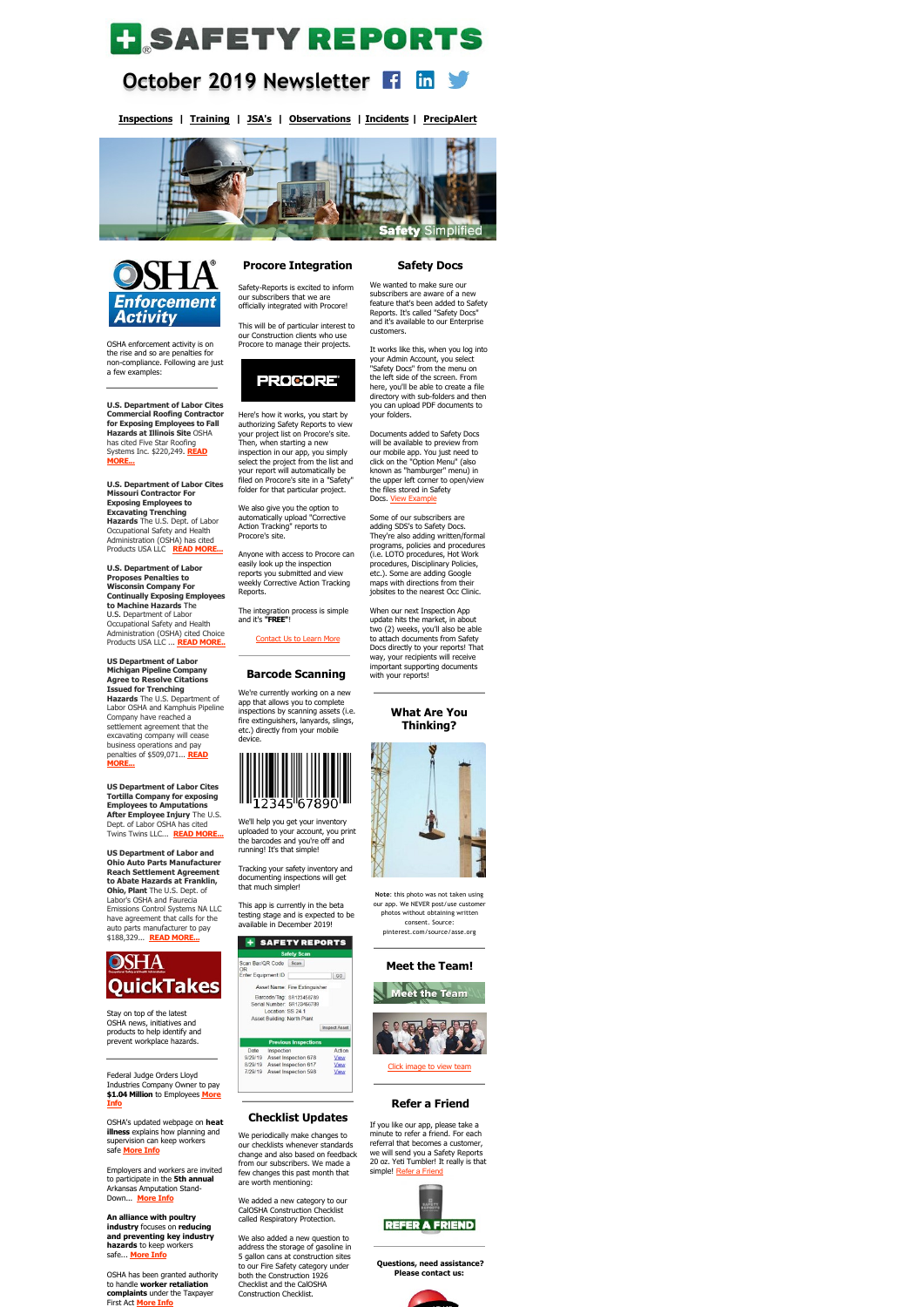# SAFETY REPORTS

## October 2019 Newsletter

**Inspections** | **Training** | **JSA's** | **Observations** | **Incidents** | **PrecipAlert**

Safety Simplified

## OSHA Enforcement Activity

OSHA enforcement activity is on the rise and so are penalties for non-compliance. Following are just a few examples:

**U.S. Department of Labor Cites Commercial Roofing Contractor for Exposing Employees to Fall Hazards at Illinois Site** OSHA has cited Five Star Roofing Systems Inc. $220,249. READ MORE...

**U.S. Department of Labor Cites Missouri Contractor For Exposing Employees to Excavating Trenching Hazards** The U.S. Dept. of Labor Occupational Safety and Health Administration (OSHA) has cited Products USA LLC READ MORE...

**U.S. Department of Labor Proposes Penalties to Wisconsin Company For Continually Exposing Employees to Machine Hazards** The U.S. Department of Labor Occupational Safety and Health Administration (OSHA) cited Choice Products USA LLC ... READ MORE..

**US Department of Labor Michigan Pipeline Company Agree to Resolve Citations Issued for Trenching Hazards** The U.S. Department of Labor OSHA and Kamphuis Pipeline Company have reached a settlement agreement that the excavating company will cease business operations and pay penalties of $509,071... READ MORE...

**US Department of Labor Cites Tortilla Company for exposing Employees to Amputations After Employee Injury** The U.S. Dept. of Labor OSHA has cited Twins Twins LLC... READ MORE...

**US Department of Labor and Ohio Auto Parts Manufacturer Reach Settlement Agreement to Abate Hazards at Franklin, Ohio, Plant** The U.S. Dept. of Labor's OSHA and Faurecia Emissions Control Systems NA LLC have agreement that calls for the auto parts manufacturer to pay $188,329... READ MORE...

## OSHA QuickTakes

Stay on top of the latest OSHA news, initiatives and products to help identify and prevent workplace hazards.

Federal Judge Orders Lloyd Industries Company Owner to pay **$1.04 Million** to Employees More Info

OSHA's updated webpage on **heat illness** explains how planning and supervision can keep workers safe More Info

Employers and workers are invited to participate in the **5th annual** Arkansas Amputation Stand-Down... More Info

**An alliance with poultry industry** focuses on **reducing and preventing key industry hazards** to keep workers safe... More Info

OSHA has been granted authority to handle **worker retaliation complaints** under the Taxpayer First Act More Info

## Procore Integration

Safety-Reports is excited to inform our subscribers that we are officially integrated with Procore!

This will be of particular interest to our Construction clients who use Procore to manage their projects.

PROCORE

Here's how it works, you start by authorizing Safety Reports to view your project list on Procore's site. Then, when starting a new inspection in our app, you simply select the project from the list and your report will automatically be filed on Procore's site in a "Safety" folder for that particular project.

We also give you the option to automatically upload "Corrective Action Tracking" reports to Procore's site.

Anyone with access to Procore can easily look up the inspection reports you submitted and view weekly Corrective Action Tracking Reports.

The integration process is simple and it's **"FREE"**!

Contact Us to Learn More

## Barcode Scanning

We're currently working on a new app that allows you to complete inspections by scanning assets (i.e. fire extinguishers, lanyards, slings, etc.) directly from your mobile device.

1 2345 67890

We'll help you get your inventory uploaded to your account, you print the barcodes and you're off and running! It's that simple!

Tracking your safety inventory and documenting inspections will get that much simpler!

This app is currently in the beta testing stage and is expected to be available in December 2019!

SAFETY REPORTS — Safety Scan

Scan Bar/QR Code [Scan]
OR
Enter Equipment ID [GO]

Asset Name: Fire Extinguisher
Barcode/Tag: SR123456789
Serial Number: SR123456789
Location: SS 24.1
Asset Building: North Plant

[Inspect Asset]

Previous Inspections

| Date | Inspection | Action |
|---|---|---|
| 9/29/19 | Asset Inspection 678 | View |
| 8/29/19 | Asset Inspection 617 | View |
| 7/29/19 | Asset Inspection 598 | View |

## Checklist Updates

We periodically make changes to our checklists whenever standards change and also based on feedback from our subscribers. We made a few changes this past month that are worth mentioning:

We added a new category to our CalOSHA Construction Checklist called Respiratory Protection.

We also added a new question to address the storage of gasoline in 5 gallon cans at construction sites to our Fire Safety category under both the Construction 1926 Checklist and the CalOSHA Construction Checklist.

## Safety Docs

We wanted to make sure our subscribers are aware of a new feature that's been added to Safety Reports. It's called "Safety Docs" and it's available to our Enterprise customers.

It works like this, when you log into your Admin Account, you select "Safety Docs" from the menu on the left side of the screen. From here, you'll be able to create a file directory with sub-folders and then you can upload PDF documents to your folders.

Documents added to Safety Docs will be available to preview from our mobile app. You just need to click on the "Option Menu" (also known as "hamburger" menu) in the upper left corner to open/view the files stored in Safety Docs. View Example

Some of our subscribers are adding SDS's to Safety Docs. They're also adding written/formal programs, policies and procedures (i.e. LOTO procedures, Hot Work procedures, Disciplinary Policies, etc.). Some are adding Google maps with directions from their jobsites to the nearest Occ Clinic.

When our next Inspection App update hits the market, in about two (2) weeks, you'll also be able to attach documents from Safety Docs directly to your reports! That way, your recipients will receive important supporting documents with your reports!

## What Are You Thinking?

**Note:** this photo was not taken using our app. We NEVER post/use customer photos without obtaining written consent. Source: pinterest.com/source/asse.org

## Meet the Team!

Meet the Team

Click image to view team

## Refer a Friend

If you like our app, please take a minute to refer a friend. For each referral that becomes a customer, we will send you a Safety Reports 20 oz. Yeti Tumbler! It really is that simple! Refer a Friend

REFER A FRIEND

**Questions, need assistance? Please contact us:**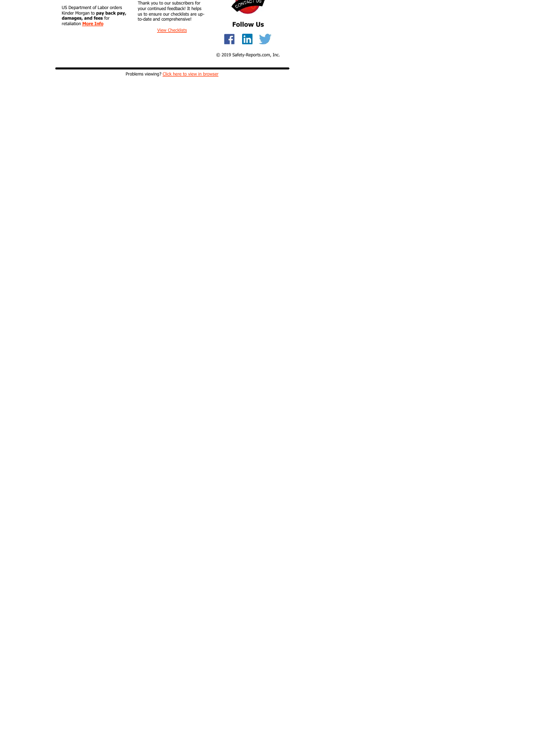US Department of Labor orders Kinder Morgan to **pay back pay, damages, and fees** for retaliation **More Info**

Thank you to our subscribers for your continued feedback! It helps us to ensure our checklists are up-to-date and comprehensive!

View Checklists

CONTACT US

**Follow Us**

© 2019 Safety-Reports.com, Inc.

Problems viewing? Click here to view in browser